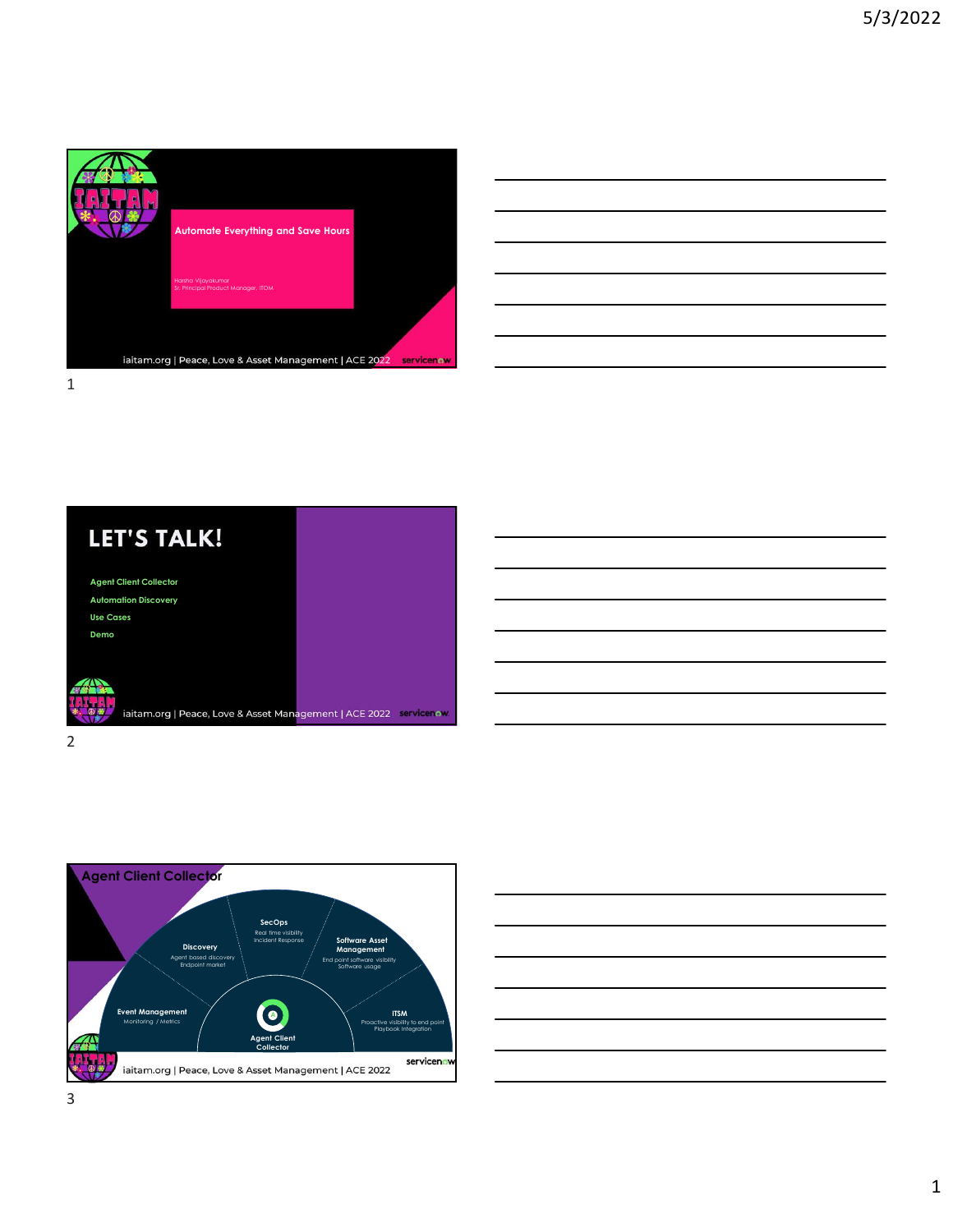## Automate Everything and Save Hours

Harsha Vijayakumar
Sr. Principal Product Manager, ITOM

iaitam.org | Peace, Love & Asset Management | ACE 2022

## LET'S TALK!

- Agent Client Collector
- Automation Discovery
- Use Cases
- Demo

iaitam.org | Peace, Love & Asset Management | ACE 2022

## Agent Client Collector

**SecOps**
Real time visibility
Incident Response

**Discovery**
Agent based discovery
Endpoint market

**Software Asset Management**
End point software visibility
Software usage

**Event Management**
Monitoring / Metrics

**ITSM**
Proactive visibility to end point
Playbook Integration

**Agent Client Collector**

iaitam.org | Peace, Love & Asset Management | ACE 2022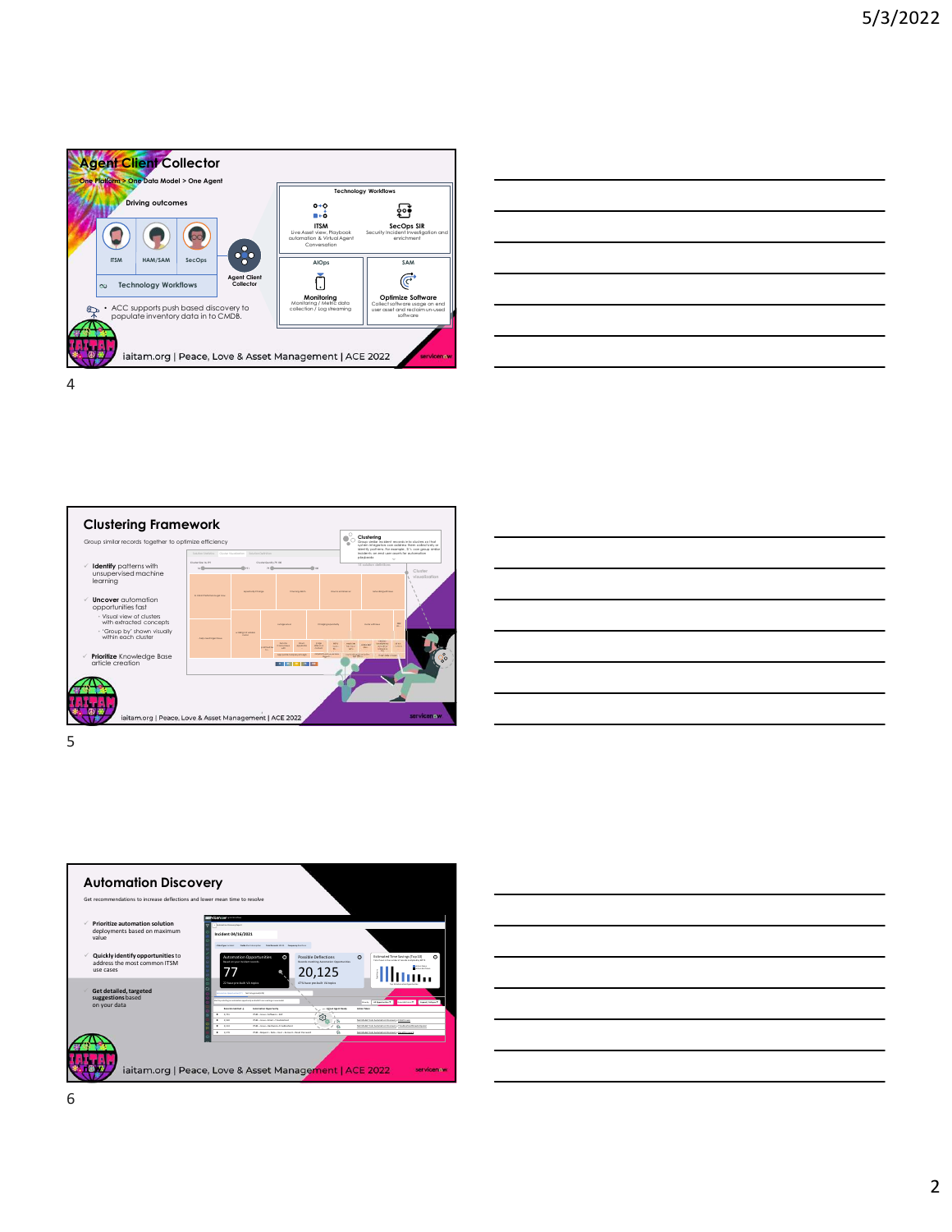## Agent Client Collector

One Platform > One Data Model > One Agent

Driving outcomes

ITSM | HAM/SAM | SecOps

Technology Workflows

Agent Client Collector

- ACC supports push based discovery to populate inventory data in CMDB.

Technology Workflows

- **ITSM** – Live Asset view, Playbook automation & Virtual Agent Conversation
- **SecOps SIR** – Security Incident Investigation and enrichment
- **AIOps – Monitoring** – Monitoring / Metric data collection / Log streaming
- **SAM – Optimize Software** – Collect software usage on end user asset and reclaim un-used software

iaitam.org | Peace, Love & Asset Management | ACE 2022

## Clustering Framework

Group similar records together to optimize efficiency

- **Identify** patterns with unsupervised machine learning
- **Uncover** automation opportunities fast
  - Visual view of clusters with extracted concepts
  - 'Group by' shown visually within each cluster
- **Prioritize** Knowledge Base article creation

Cluster visualization

iaitam.org | Peace, Love & Asset Management | ACE 2022

## Automation Discovery

Get recommendations to increase deflections and lower mean time to resolve

- **Prioritize automation solution** deployments based on maximum value
- **Quickly identify opportunities** to address the most common ITSM use cases
- **Get detailed, targeted suggestions** based on your data

Automation Opportunities: 77

Possible Deflections: 20,125

iaitam.org | Peace, Love & Asset Management | ACE 2022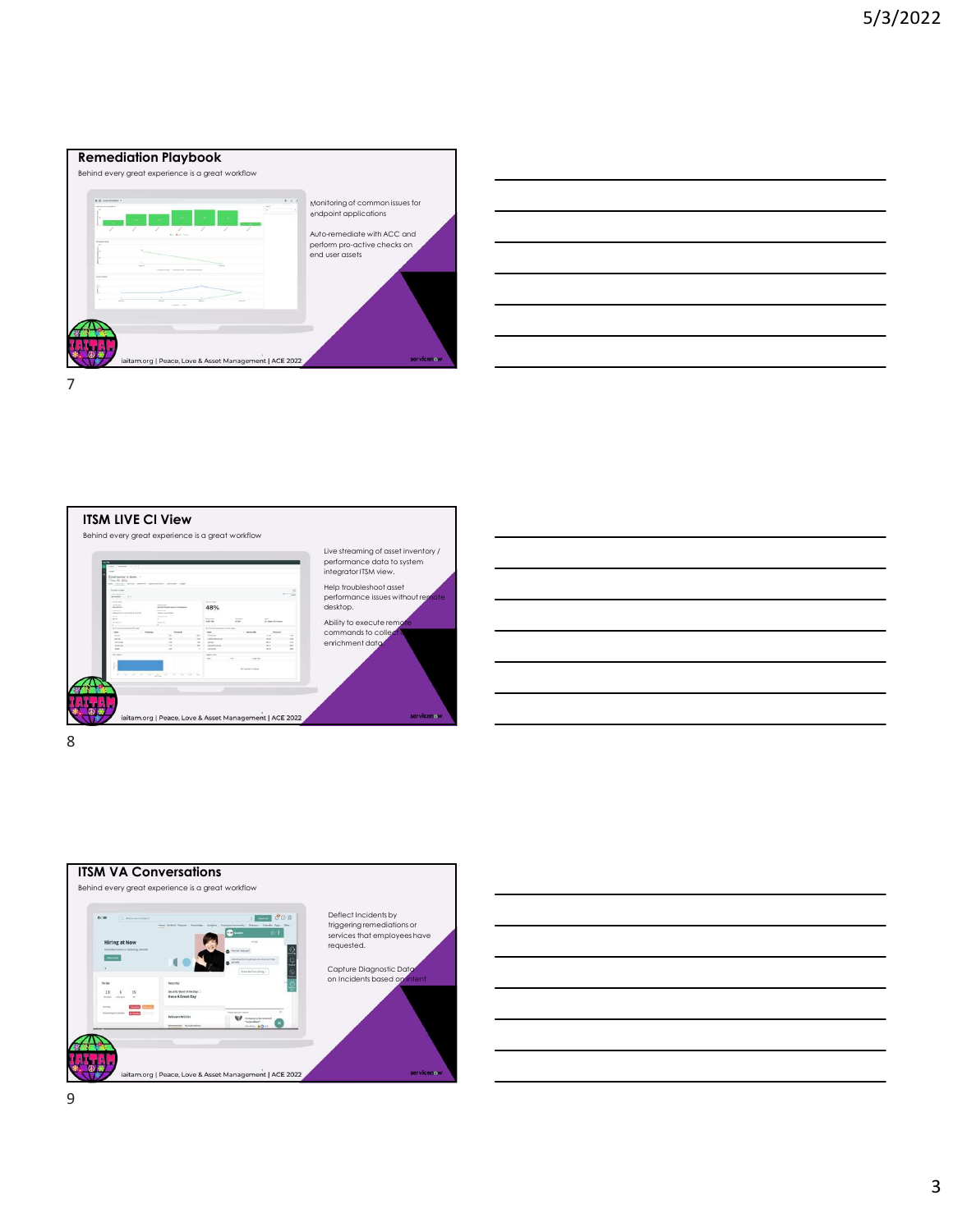## Remediation Playbook

Behind every great experience is a great workflow

Monitoring of common issues for endpoint applications

Auto-remediate with ACC and perform pro-active checks on end user assets

iaitam.org | Peace, Love & Asset Management | ACE 2022

## ITSM LIVE CI View

Behind every great experience is a great workflow

Live streaming of asset inventory / performance data to system integrator ITSM view.

Help troubleshoot asset performance issues without remote desktop.

Ability to execute remote commands to collect enrichment data

iaitam.org | Peace, Love & Asset Management | ACE 2022

## ITSM VA Conversations

Behind every great experience is a great workflow

Deflect Incidents by triggering remediations or services that employees have requested.

Capture Diagnostic Data on Incidents based on intent

iaitam.org | Peace, Love & Asset Management | ACE 2022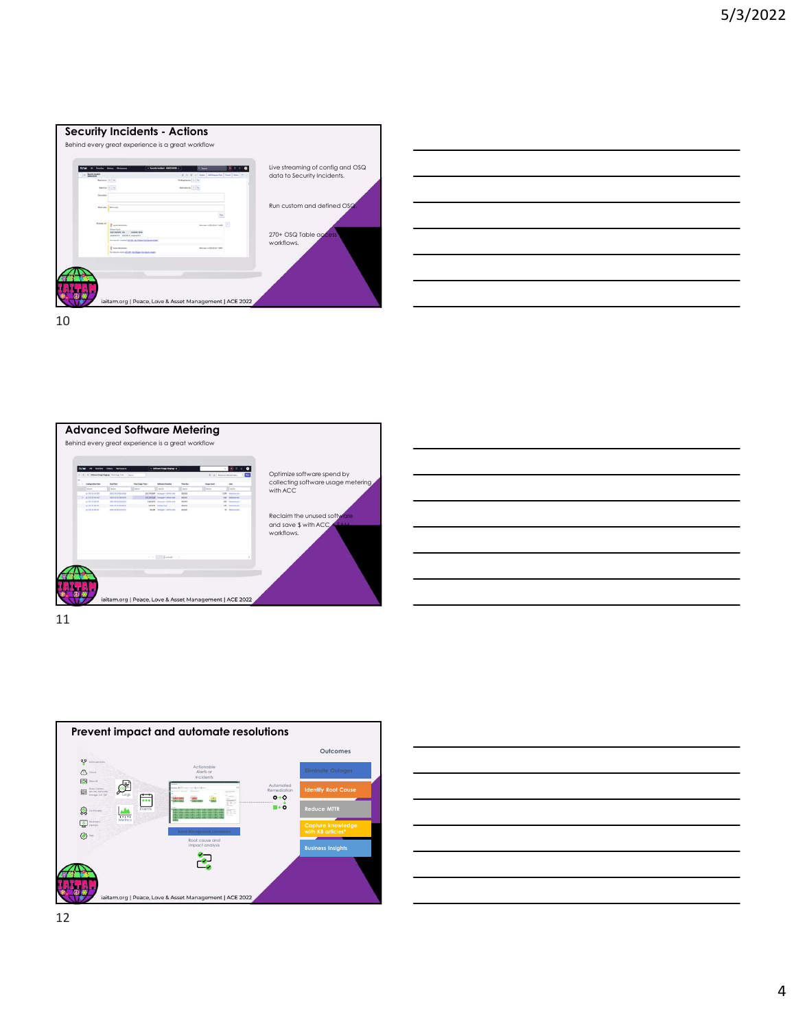## Security Incidents - Actions

Behind every great experience is a great workflow

Live streaming of config and OSQ data to Security Incidents.

Run custom and defined OSQ.

270+ OSQ Table access workflows.

iaitam.org | Peace, Love & Asset Management | ACE 2022

## Advanced Software Metering

Behind every great experience is a great workflow

Optimize software spend by collecting software usage metering with ACC

Reclaim the unused software and save $ with ACC + SAM workflows.

iaitam.org | Peace, Love & Asset Management | ACE 2022

## Prevent impact and automate resolutions

Logs

Events

Metrics

Actionable Alerts or Incidents

Automated Remediation

Event Management Dashboard

Root cause and impact analysis

Outcomes

- Eliminate Outages
- Identify Root Cause
- Reduce MTTR
- Capture knowledge with KB articles*
- Business Insights

iaitam.org | Peace, Love & Asset Management | ACE 2022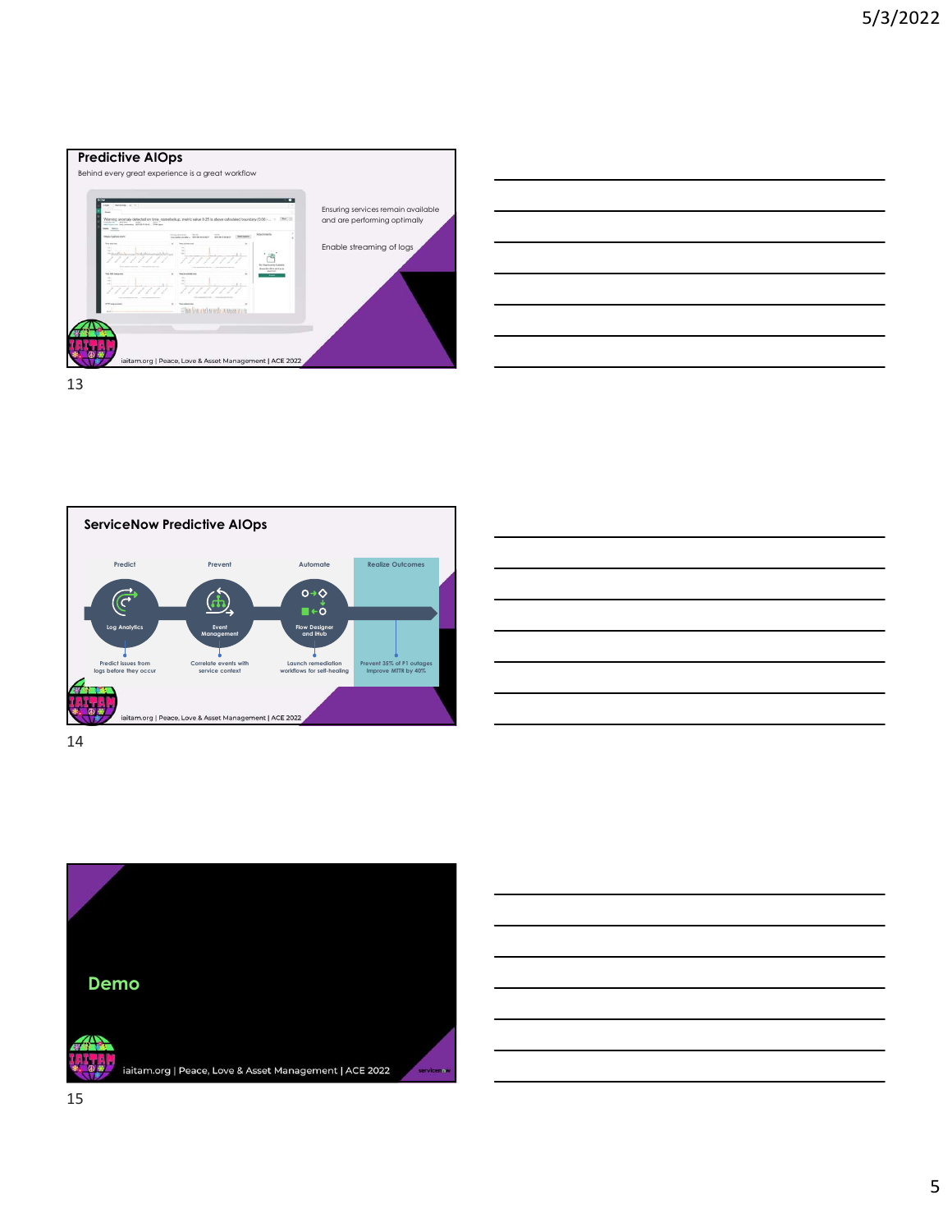## Predictive AIOps

Behind every great experience is a great workflow

Ensuring services remain available and are performing optimally

Enable streaming of logs

iaitam.org | Peace, Love & Asset Management | ACE 2022

13

## ServiceNow Predictive AIOps

| Predict | Prevent | Automate | Realize Outcomes |
|---|---|---|---|
| Log Analytics | Event Management | Flow Designer and IHub | |
| Predict issues from logs before they occur | Correlate events with service context | Launch remediation workflows for self-healing | Prevent 35% of P1 outages Improve MTTR by 40% |

iaitam.org | Peace, Love & Asset Management | ACE 2022

14

## Demo

iaitam.org | Peace, Love & Asset Management | ACE 2022

15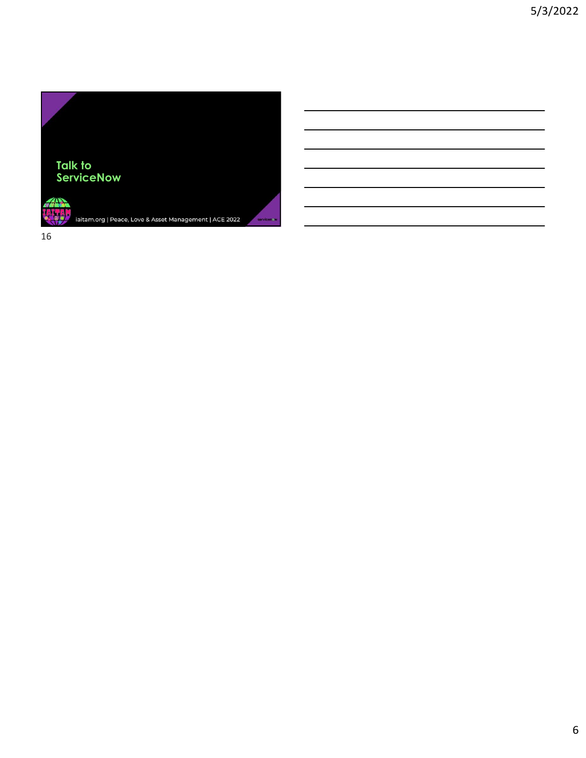## Talk to ServiceNow

iaitam.org | Peace, Love & Asset Management | ACE 2022